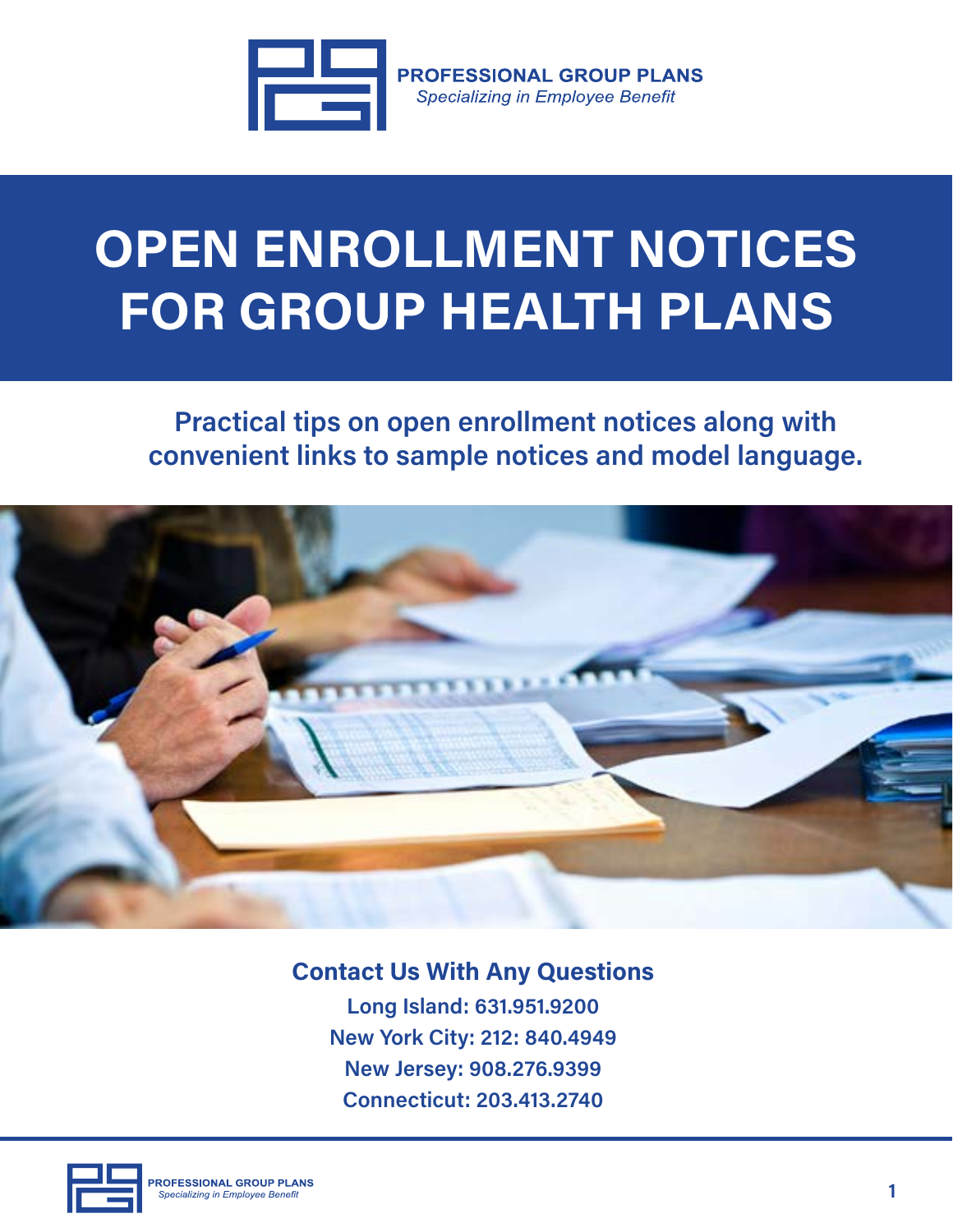PROFESSIONAL GROUP PLANS
*Specializing in Employee Benefit*

# OPEN ENROLLMENT NOTICES FOR GROUP HEALTH PLANS

**Practical tips on open enrollment notices along with convenient links to sample notices and model language.**

## Contact Us With Any Questions

**Long Island: 631.951.9200**
**New York City: 212: 840.4949**
**New Jersey: 908.276.9399**
**Connecticut: 203.413.2740**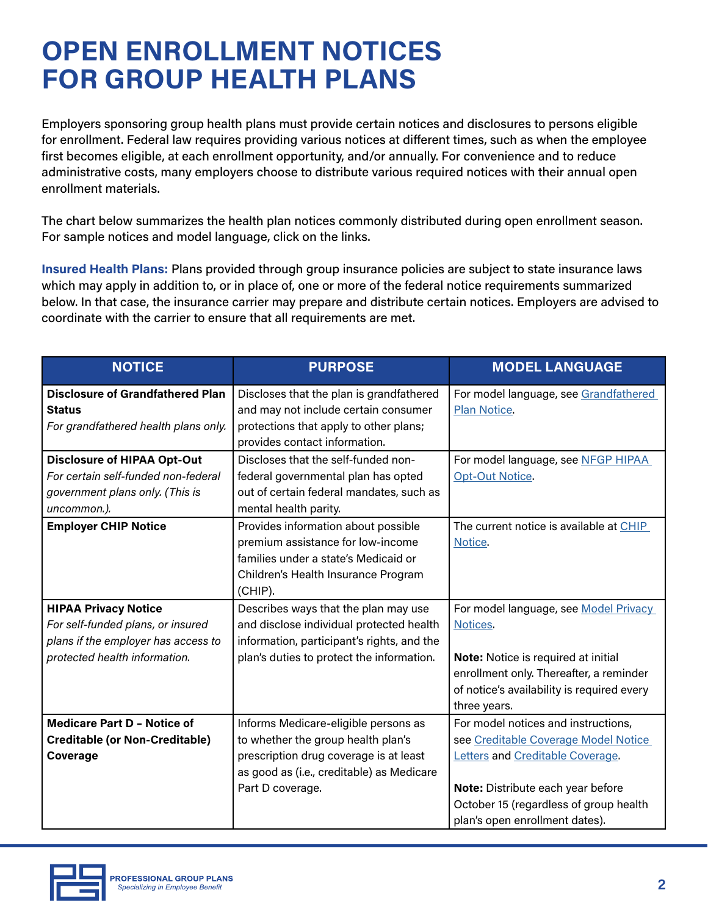# OPEN ENROLLMENT NOTICES FOR GROUP HEALTH PLANS

Employers sponsoring group health plans must provide certain notices and disclosures to persons eligible for enrollment. Federal law requires providing various notices at different times, such as when the employee first becomes eligible, at each enrollment opportunity, and/or annually. For convenience and to reduce administrative costs, many employers choose to distribute various required notices with their annual open enrollment materials.

The chart below summarizes the health plan notices commonly distributed during open enrollment season. For sample notices and model language, click on the links.

**Insured Health Plans:** Plans provided through group insurance policies are subject to state insurance laws which may apply in addition to, or in place of, one or more of the federal notice requirements summarized below. In that case, the insurance carrier may prepare and distribute certain notices. Employers are advised to coordinate with the carrier to ensure that all requirements are met.

| NOTICE | PURPOSE | MODEL LANGUAGE |
|---|---|---|
| **Disclosure of Grandfathered Plan Status** *For grandfathered health plans only.* | Discloses that the plan is grandfathered and may not include certain consumer protections that apply to other plans; provides contact information. | For model language, see Grandfathered Plan Notice. |
| **Disclosure of HIPAA Opt-Out** *For certain self-funded non-federal government plans only. (This is uncommon.).* | Discloses that the self-funded non-federal governmental plan has opted out of certain federal mandates, such as mental health parity. | For model language, see NFGP HIPAA Opt-Out Notice. |
| **Employer CHIP Notice** | Provides information about possible premium assistance for low-income families under a state's Medicaid or Children's Health Insurance Program (CHIP). | The current notice is available at CHIP Notice. |
| **HIPAA Privacy Notice** *For self-funded plans, or insured plans if the employer has access to protected health information.* | Describes ways that the plan may use and disclose individual protected health information, participant's rights, and the plan's duties to protect the information. | For model language, see Model Privacy Notices.<br><br>**Note:** Notice is required at initial enrollment only. Thereafter, a reminder of notice's availability is required every three years. |
| **Medicare Part D – Notice of Creditable (or Non-Creditable) Coverage** | Informs Medicare-eligible persons as to whether the group health plan's prescription drug coverage is at least as good as (i.e., creditable) as Medicare Part D coverage. | For model notices and instructions, see Creditable Coverage Model Notice Letters and Creditable Coverage.<br><br>**Note:** Distribute each year before October 15 (regardless of group health plan's open enrollment dates). |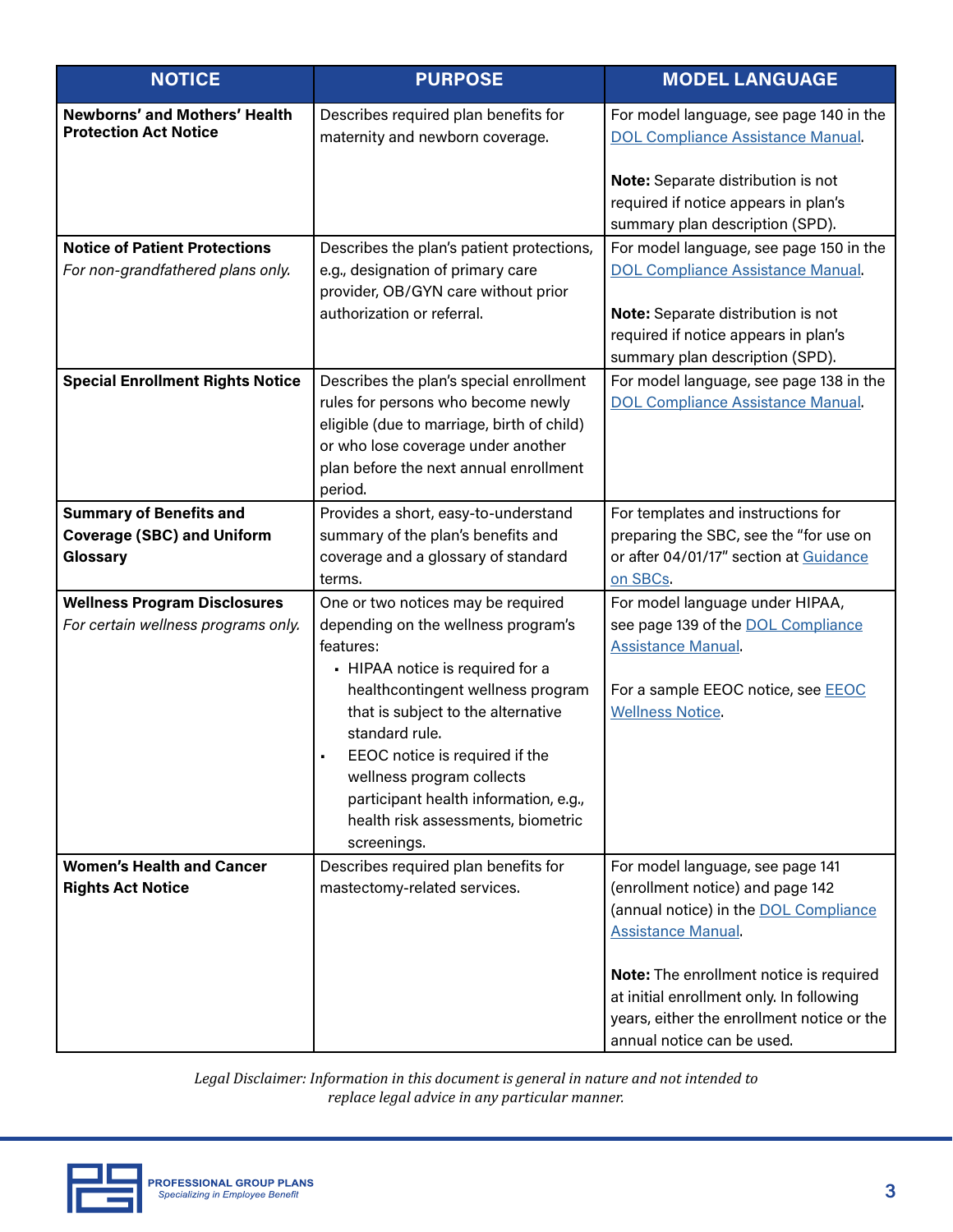| NOTICE | PURPOSE | MODEL LANGUAGE |
|---|---|---|
| **Newborns' and Mothers' Health Protection Act Notice** | Describes required plan benefits for maternity and newborn coverage. | For model language, see page 140 in the DOL Compliance Assistance Manual.<br><br>**Note:** Separate distribution is not required if notice appears in plan's summary plan description (SPD). |
| **Notice of Patient Protections**<br>*For non-grandfathered plans only.* | Describes the plan's patient protections, e.g., designation of primary care provider, OB/GYN care without prior authorization or referral. | For model language, see page 150 in the DOL Compliance Assistance Manual.<br><br>**Note:** Separate distribution is not required if notice appears in plan's summary plan description (SPD). |
| **Special Enrollment Rights Notice** | Describes the plan's special enrollment rules for persons who become newly eligible (due to marriage, birth of child) or who lose coverage under another plan before the next annual enrollment period. | For model language, see page 138 in the DOL Compliance Assistance Manual. |
| **Summary of Benefits and Coverage (SBC) and Uniform Glossary** | Provides a short, easy-to-understand summary of the plan's benefits and coverage and a glossary of standard terms. | For templates and instructions for preparing the SBC, see the "for use on or after 04/01/17" section at Guidance on SBCs. |
| **Wellness Program Disclosures**<br>*For certain wellness programs only.* | One or two notices may be required depending on the wellness program's features:<br>▪ HIPAA notice is required for a healthcontingent wellness program that is subject to the alternative standard rule.<br>▪ EEOC notice is required if the wellness program collects participant health information, e.g., health risk assessments, biometric screenings. | For model language under HIPAA, see page 139 of the DOL Compliance Assistance Manual.<br><br>For a sample EEOC notice, see EEOC Wellness Notice. |
| **Women's Health and Cancer Rights Act Notice** | Describes required plan benefits for mastectomy-related services. | For model language, see page 141 (enrollment notice) and page 142 (annual notice) in the DOL Compliance Assistance Manual.<br><br>**Note:** The enrollment notice is required at initial enrollment only. In following years, either the enrollment notice or the annual notice can be used. |

*Legal Disclaimer: Information in this document is general in nature and not intended to replace legal advice in any particular manner.*

**PROFESSIONAL GROUP PLANS**
*Specializing in Employee Benefit*